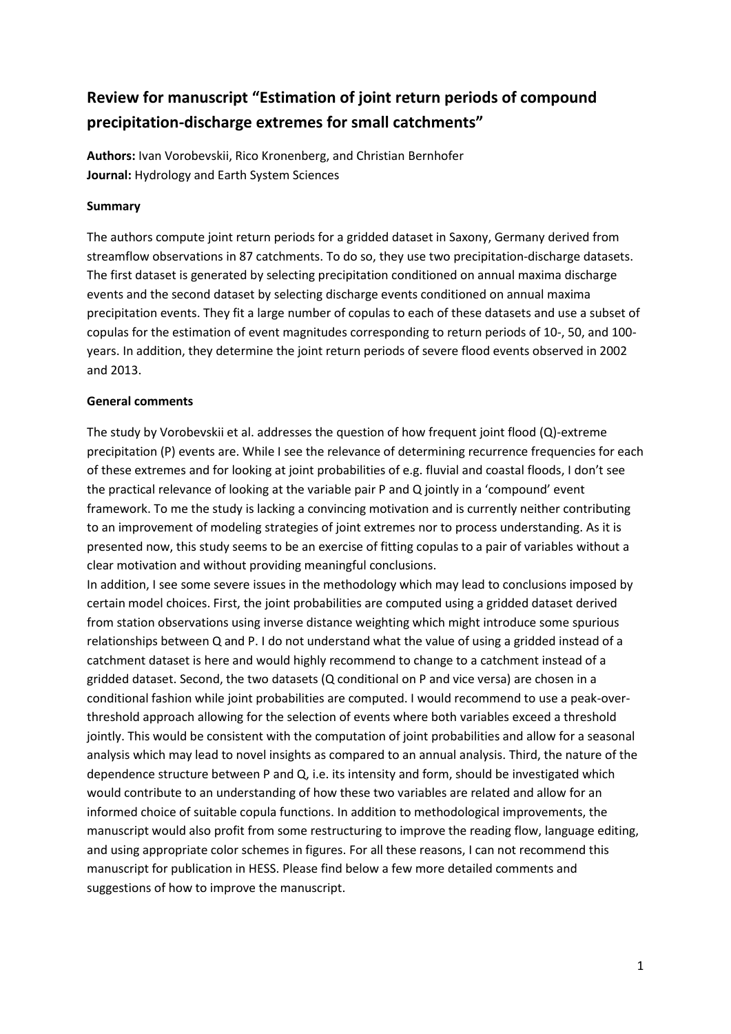# Review for manuscript "Estimation of joint return periods of compound precipitation-discharge extremes for small catchments"

**Authors:** Ivan Vorobevskii, Rico Kronenberg, and Christian Bernhofer
**Journal:** Hydrology and Earth System Sciences

### Summary

The authors compute joint return periods for a gridded dataset in Saxony, Germany derived from streamflow observations in 87 catchments. To do so, they use two precipitation-discharge datasets. The first dataset is generated by selecting precipitation conditioned on annual maxima discharge events and the second dataset by selecting discharge events conditioned on annual maxima precipitation events. They fit a large number of copulas to each of these datasets and use a subset of copulas for the estimation of event magnitudes corresponding to return periods of 10-, 50, and 100-years. In addition, they determine the joint return periods of severe flood events observed in 2002 and 2013.

### General comments

The study by Vorobevskii et al. addresses the question of how frequent joint flood (Q)-extreme precipitation (P) events are. While I see the relevance of determining recurrence frequencies for each of these extremes and for looking at joint probabilities of e.g. fluvial and coastal floods, I don't see the practical relevance of looking at the variable pair P and Q jointly in a 'compound' event framework. To me the study is lacking a convincing motivation and is currently neither contributing to an improvement of modeling strategies of joint extremes nor to process understanding. As it is presented now, this study seems to be an exercise of fitting copulas to a pair of variables without a clear motivation and without providing meaningful conclusions.

In addition, I see some severe issues in the methodology which may lead to conclusions imposed by certain model choices. First, the joint probabilities are computed using a gridded dataset derived from station observations using inverse distance weighting which might introduce some spurious relationships between Q and P. I do not understand what the value of using a gridded instead of a catchment dataset is here and would highly recommend to change to a catchment instead of a gridded dataset. Second, the two datasets (Q conditional on P and vice versa) are chosen in a conditional fashion while joint probabilities are computed. I would recommend to use a peak-over-threshold approach allowing for the selection of events where both variables exceed a threshold jointly. This would be consistent with the computation of joint probabilities and allow for a seasonal analysis which may lead to novel insights as compared to an annual analysis. Third, the nature of the dependence structure between P and Q, i.e. its intensity and form, should be investigated which would contribute to an understanding of how these two variables are related and allow for an informed choice of suitable copula functions. In addition to methodological improvements, the manuscript would also profit from some restructuring to improve the reading flow, language editing, and using appropriate color schemes in figures. For all these reasons, I can not recommend this manuscript for publication in HESS. Please find below a few more detailed comments and suggestions of how to improve the manuscript.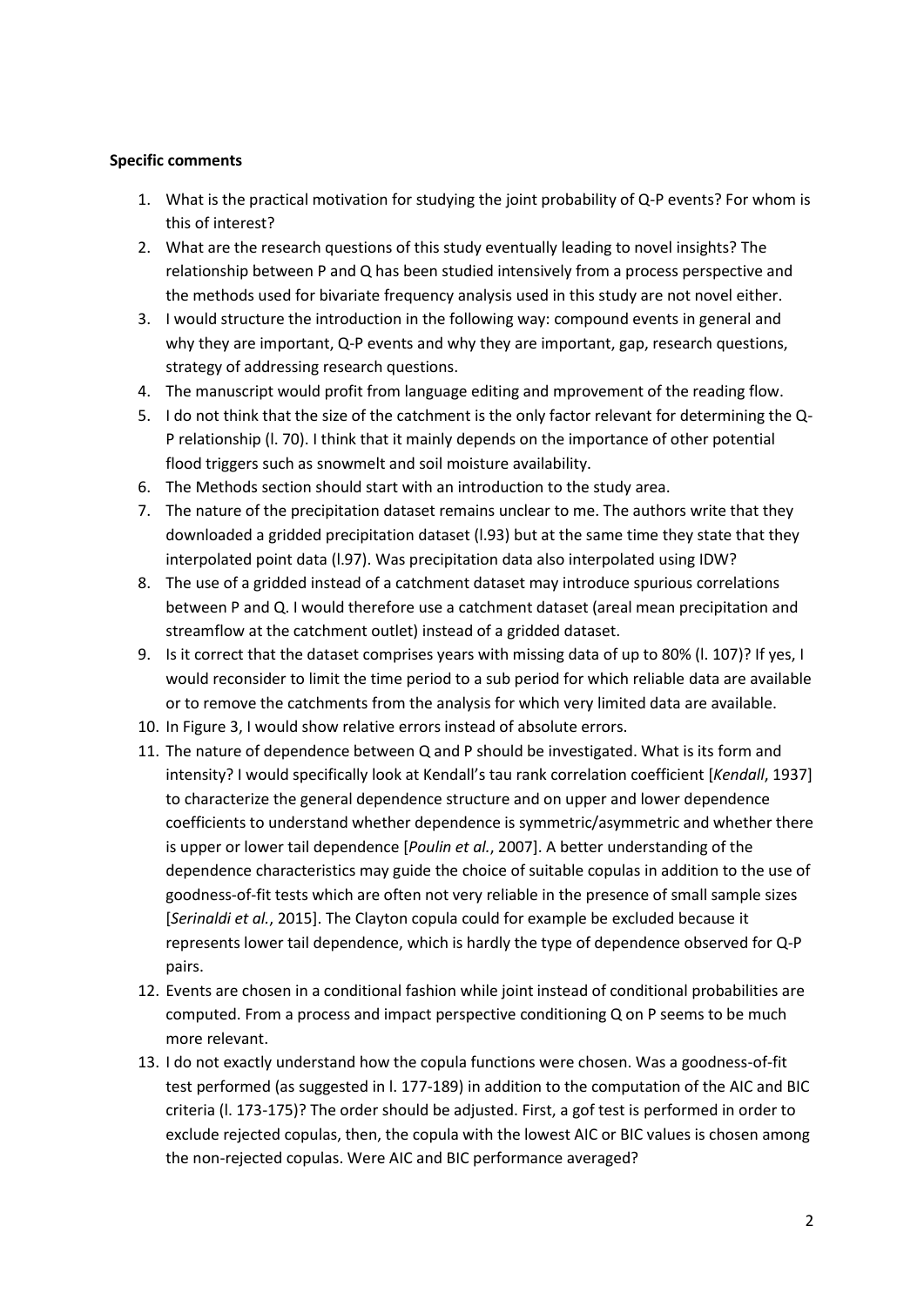**Specific comments**

1. What is the practical motivation for studying the joint probability of Q-P events? For whom is this of interest?
2. What are the research questions of this study eventually leading to novel insights? The relationship between P and Q has been studied intensively from a process perspective and the methods used for bivariate frequency analysis used in this study are not novel either.
3. I would structure the introduction in the following way: compound events in general and why they are important, Q-P events and why they are important, gap, research questions, strategy of addressing research questions.
4. The manuscript would profit from language editing and mprovement of the reading flow.
5. I do not think that the size of the catchment is the only factor relevant for determining the Q-P relationship (l. 70). I think that it mainly depends on the importance of other potential flood triggers such as snowmelt and soil moisture availability.
6. The Methods section should start with an introduction to the study area.
7. The nature of the precipitation dataset remains unclear to me. The authors write that they downloaded a gridded precipitation dataset (l.93) but at the same time they state that they interpolated point data (l.97). Was precipitation data also interpolated using IDW?
8. The use of a gridded instead of a catchment dataset may introduce spurious correlations between P and Q. I would therefore use a catchment dataset (areal mean precipitation and streamflow at the catchment outlet) instead of a gridded dataset.
9. Is it correct that the dataset comprises years with missing data of up to 80% (l. 107)? If yes, I would reconsider to limit the time period to a sub period for which reliable data are available or to remove the catchments from the analysis for which very limited data are available.
10. In Figure 3, I would show relative errors instead of absolute errors.
11. The nature of dependence between Q and P should be investigated. What is its form and intensity? I would specifically look at Kendall's tau rank correlation coefficient [*Kendall*, 1937] to characterize the general dependence structure and on upper and lower dependence coefficients to understand whether dependence is symmetric/asymmetric and whether there is upper or lower tail dependence [*Poulin et al.*, 2007]. A better understanding of the dependence characteristics may guide the choice of suitable copulas in addition to the use of goodness-of-fit tests which are often not very reliable in the presence of small sample sizes [*Serinaldi et al.*, 2015]. The Clayton copula could for example be excluded because it represents lower tail dependence, which is hardly the type of dependence observed for Q-P pairs.
12. Events are chosen in a conditional fashion while joint instead of conditional probabilities are computed. From a process and impact perspective conditioning Q on P seems to be much more relevant.
13. I do not exactly understand how the copula functions were chosen. Was a goodness-of-fit test performed (as suggested in l. 177-189) in addition to the computation of the AIC and BIC criteria (l. 173-175)? The order should be adjusted. First, a gof test is performed in order to exclude rejected copulas, then, the copula with the lowest AIC or BIC values is chosen among the non-rejected copulas. Were AIC and BIC performance averaged?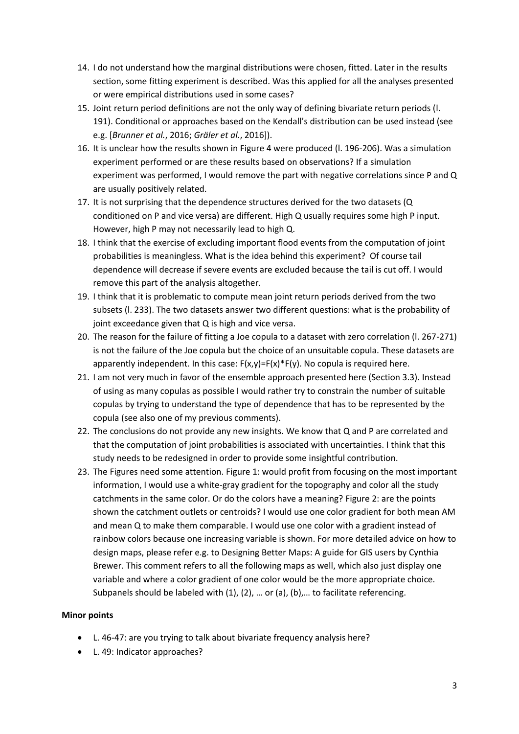14. I do not understand how the marginal distributions were chosen, fitted. Later in the results section, some fitting experiment is described. Was this applied for all the analyses presented or were empirical distributions used in some cases?
15. Joint return period definitions are not the only way of defining bivariate return periods (l. 191). Conditional or approaches based on the Kendall's distribution can be used instead (see e.g. [*Brunner et al.*, 2016; *Gräler et al.*, 2016]).
16. It is unclear how the results shown in Figure 4 were produced (l. 196-206). Was a simulation experiment performed or are these results based on observations? If a simulation experiment was performed, I would remove the part with negative correlations since P and Q are usually positively related.
17. It is not surprising that the dependence structures derived for the two datasets (Q conditioned on P and vice versa) are different. High Q usually requires some high P input. However, high P may not necessarily lead to high Q.
18. I think that the exercise of excluding important flood events from the computation of joint probabilities is meaningless. What is the idea behind this experiment? Of course tail dependence will decrease if severe events are excluded because the tail is cut off. I would remove this part of the analysis altogether.
19. I think that it is problematic to compute mean joint return periods derived from the two subsets (l. 233). The two datasets answer two different questions: what is the probability of joint exceedance given that Q is high and vice versa.
20. The reason for the failure of fitting a Joe copula to a dataset with zero correlation (l. 267-271) is not the failure of the Joe copula but the choice of an unsuitable copula. These datasets are apparently independent. In this case: $F(x,y)=F(x)*F(y)$. No copula is required here.
21. I am not very much in favor of the ensemble approach presented here (Section 3.3). Instead of using as many copulas as possible I would rather try to constrain the number of suitable copulas by trying to understand the type of dependence that has to be represented by the copula (see also one of my previous comments).
22. The conclusions do not provide any new insights. We know that Q and P are correlated and that the computation of joint probabilities is associated with uncertainties. I think that this study needs to be redesigned in order to provide some insightful contribution.
23. The Figures need some attention. Figure 1: would profit from focusing on the most important information, I would use a white-gray gradient for the topography and color all the study catchments in the same color. Or do the colors have a meaning? Figure 2: are the points shown the catchment outlets or centroids? I would use one color gradient for both mean AM and mean Q to make them comparable. I would use one color with a gradient instead of rainbow colors because one increasing variable is shown. For more detailed advice on how to design maps, please refer e.g. to Designing Better Maps: A guide for GIS users by Cynthia Brewer. This comment refers to all the following maps as well, which also just display one variable and where a color gradient of one color would be the more appropriate choice. Subpanels should be labeled with (1), (2), … or (a), (b),… to facilitate referencing.

**Minor points**

- L. 46-47: are you trying to talk about bivariate frequency analysis here?
- L. 49: Indicator approaches?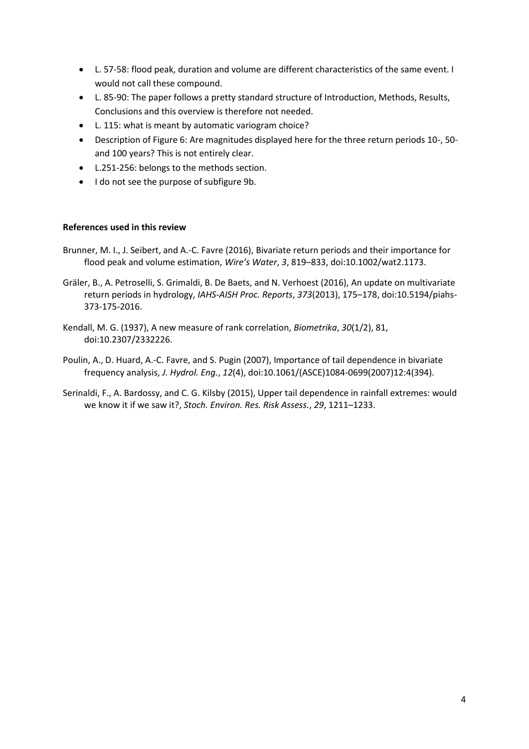- L. 57-58: flood peak, duration and volume are different characteristics of the same event. I would not call these compound.
- L. 85-90: The paper follows a pretty standard structure of Introduction, Methods, Results, Conclusions and this overview is therefore not needed.
- L. 115: what is meant by automatic variogram choice?
- Description of Figure 6: Are magnitudes displayed here for the three return periods 10-, 50- and 100 years? This is not entirely clear.
- L.251-256: belongs to the methods section.
- I do not see the purpose of subfigure 9b.

**References used in this review**

Brunner, M. I., J. Seibert, and A.-C. Favre (2016), Bivariate return periods and their importance for flood peak and volume estimation, *Wire's Water*, *3*, 819–833, doi:10.1002/wat2.1173.

Gräler, B., A. Petroselli, S. Grimaldi, B. De Baets, and N. Verhoest (2016), An update on multivariate return periods in hydrology, *IAHS-AISH Proc. Reports*, *373*(2013), 175–178, doi:10.5194/piahs-373-175-2016.

Kendall, M. G. (1937), A new measure of rank correlation, *Biometrika*, *30*(1/2), 81, doi:10.2307/2332226.

Poulin, A., D. Huard, A.-C. Favre, and S. Pugin (2007), Importance of tail dependence in bivariate frequency analysis, *J. Hydrol. Eng.*, *12*(4), doi:10.1061/(ASCE)1084-0699(2007)12:4(394).

Serinaldi, F., A. Bardossy, and C. G. Kilsby (2015), Upper tail dependence in rainfall extremes: would we know it if we saw it?, *Stoch. Environ. Res. Risk Assess.*, *29*, 1211–1233.